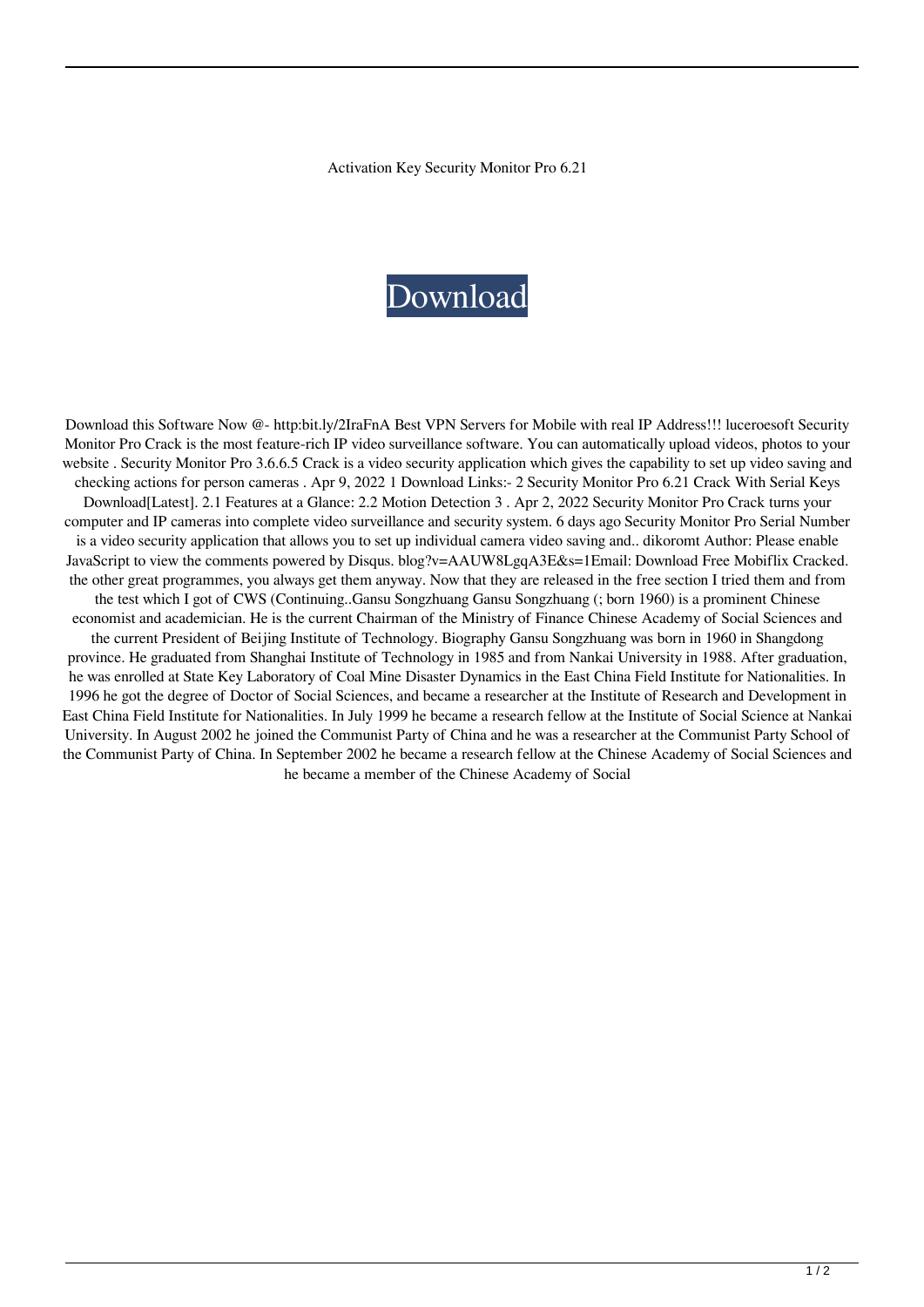Activation Key Security Monitor Pro 6.21

Download

Download this Software Now @- http:bit.ly/2IraFnA Best VPN Servers for Mobile with real IP Address!!! luceroesoft Security Monitor Pro Crack is the most feature-rich IP video surveillance software. You can automatically upload videos, photos to your website . Security Monitor Pro 3.6.6.5 Crack is a video security application which gives the capability to set up video saving and checking actions for person cameras . Apr 9, 2022 1 Download Links:- 2 Security Monitor Pro 6.21 Crack With Serial Keys Download[Latest]. 2.1 Features at a Glance: 2.2 Motion Detection 3 . Apr 2, 2022 Security Monitor Pro Crack turns your computer and IP cameras into complete video surveillance and security system. 6 days ago Security Monitor Pro Serial Number is a video security application that allows you to set up individual camera video saving and.. dikoromt Author: Please enable JavaScript to view the comments powered by Disqus. blog?v=AAUW8LgqA3E&s=1Email: Download Free Mobiflix Cracked. the other great programmes, you always get them anyway. Now that they are released in the free section I tried them and from the test which I got of CWS (Continuing..Gansu Songzhuang Gansu Songzhuang (; born 1960) is a prominent Chinese economist and academician. He is the current Chairman of the Ministry of Finance Chinese Academy of Social Sciences and the current President of Beijing Institute of Technology. Biography Gansu Songzhuang was born in 1960 in Shangdong province. He graduated from Shanghai Institute of Technology in 1985 and from Nankai University in 1988. After graduation, he was enrolled at State Key Laboratory of Coal Mine Disaster Dynamics in the East China Field Institute for Nationalities. In 1996 he got the degree of Doctor of Social Sciences, and became a researcher at the Institute of Research and Development in East China Field Institute for Nationalities. In July 1999 he became a research fellow at the Institute of Social Science at Nankai University. In August 2002 he joined the Communist Party of China and he was a researcher at the Communist Party School of the Communist Party of China. In September 2002 he became a research fellow at the Chinese Academy of Social Sciences and he became a member of the Chinese Academy of Social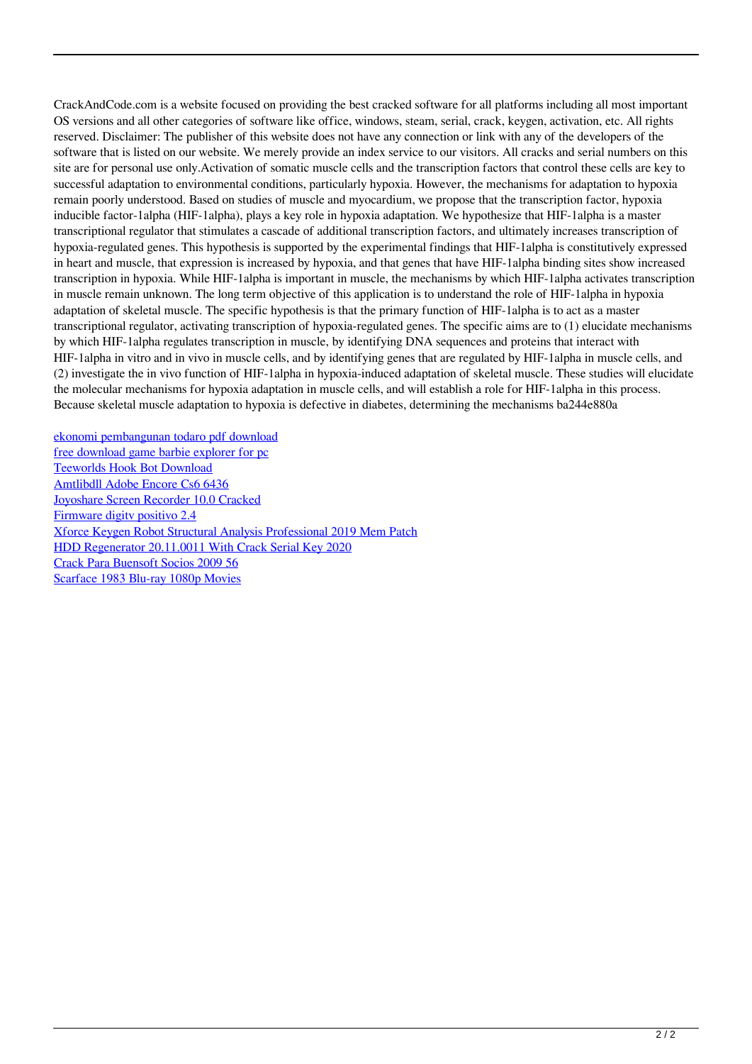CrackAndCode.com is a website focused on providing the best cracked software for all platforms including all most important OS versions and all other categories of software like office, windows, steam, serial, crack, keygen, activation, etc. All rights reserved. Disclaimer: The publisher of this website does not have any connection or link with any of the developers of the software that is listed on our website. We merely provide an index service to our visitors. All cracks and serial numbers on this site are for personal use only.Activation of somatic muscle cells and the transcription factors that control these cells are key to successful adaptation to environmental conditions, particularly hypoxia. However, the mechanisms for adaptation to hypoxia remain poorly understood. Based on studies of muscle and myocardium, we propose that the transcription factor, hypoxia inducible factor-1alpha (HIF-1alpha), plays a key role in hypoxia adaptation. We hypothesize that HIF-1alpha is a master transcriptional regulator that stimulates a cascade of additional transcription factors, and ultimately increases transcription of hypoxia-regulated genes. This hypothesis is supported by the experimental findings that HIF-1alpha is constitutively expressed in heart and muscle, that expression is increased by hypoxia, and that genes that have HIF-1alpha binding sites show increased transcription in hypoxia. While HIF-1alpha is important in muscle, the mechanisms by which HIF-1alpha activates transcription in muscle remain unknown. The long term objective of this application is to understand the role of HIF-1alpha in hypoxia adaptation of skeletal muscle. The specific hypothesis is that the primary function of HIF-1alpha is to act as a master transcriptional regulator, activating transcription of hypoxia-regulated genes. The specific aims are to (1) elucidate mechanisms by which HIF-1alpha regulates transcription in muscle, by identifying DNA sequences and proteins that interact with HIF-1alpha in vitro and in vivo in muscle cells, and by identifying genes that are regulated by HIF-1alpha in muscle cells, and (2) investigate the in vivo function of HIF-1alpha in hypoxia-induced adaptation of skeletal muscle. These studies will elucidate the molecular mechanisms for hypoxia adaptation in muscle cells, and will establish a role for HIF-1alpha in this process. Because skeletal muscle adaptation to hypoxia is defective in diabetes, determining the mechanisms ba244e880a

ekonomi pembangunan todaro pdf download
free download game barbie explorer for pc
Teeworlds Hook Bot Download
Amtlibdll Adobe Encore Cs6 6436
Joyoshare Screen Recorder 10.0 Cracked
Firmware digitv positivo 2.4
Xforce Keygen Robot Structural Analysis Professional 2019 Mem Patch
HDD Regenerator 20.11.0011 With Crack Serial Key 2020
Crack Para Buensoft Socios 2009 56
Scarface 1983 Blu-ray 1080p Movies